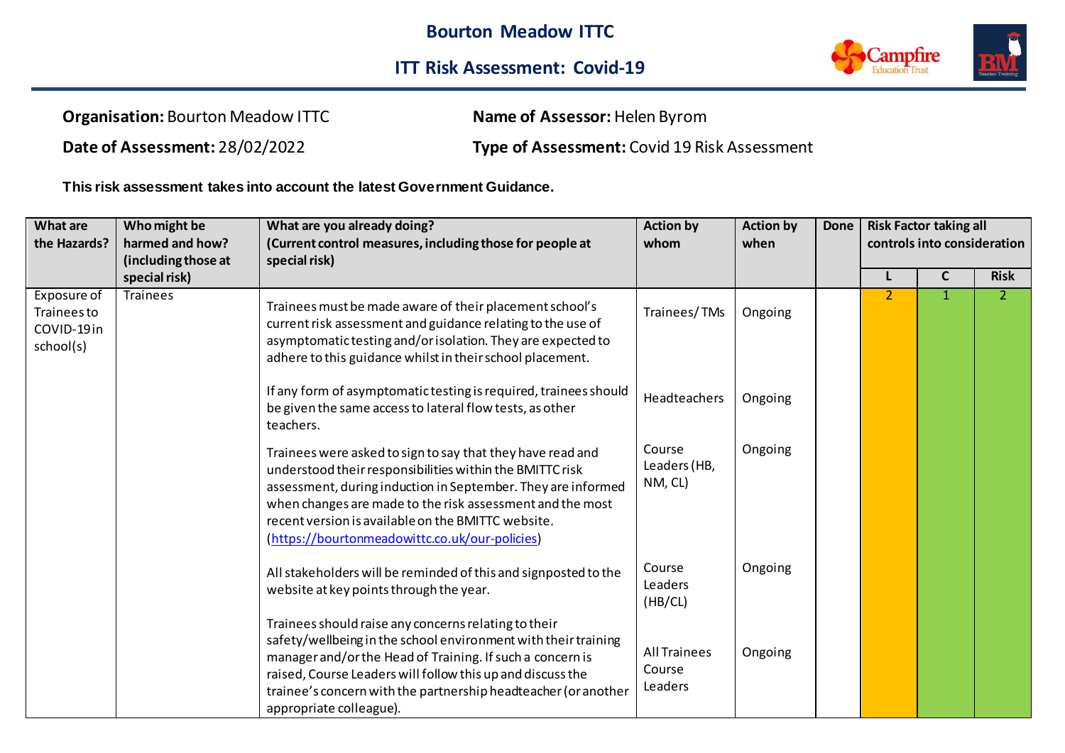# Bourton Meadow ITTC

## ITT Risk Assessment: Covid-19

**Organisation:** Bourton Meadow ITTC

**Name of Assessor:** Helen Byrom

**Date of Assessment:** 28/02/2022

**Type of Assessment:** Covid 19 Risk Assessment

**This risk assessment takes into account the latest Government Guidance.**

| What are the Hazards? | Who might be harmed and how? (including those at special risk) | What are you already doing? (Current control measures, including those for people at special risk) | Action by whom | Action by when | Done | Risk Factor taking all controls into consideration | | |
|---|---|---|---|---|---|---|---|---|
| | | | | | | L | C | Risk |
| Exposure of Trainees to COVID-19 in school(s) | Trainees | Trainees must be made aware of their placement school's current risk assessment and guidance relating to the use of asymptomatic testing and/or isolation. They are expected to adhere to this guidance whilst in their school placement. | Trainees/ TMs | Ongoing | | 2 | 1 | 2 |
| | | If any form of asymptomatic testing is required, trainees should be given the same access to lateral flow tests, as other teachers. | Headteachers | Ongoing | | | | |
| | | Trainees were asked to sign to say that they have read and understood their responsibilities within the BMITTC risk assessment, during induction in September. They are informed when changes are made to the risk assessment and the most recent version is available on the BMITTC website. (https://bourtonmeadowittc.co.uk/our-policies) | Course Leaders (HB, NM, CL) | Ongoing | | | | |
| | | All stakeholders will be reminded of this and signposted to the website at key points through the year. | Course Leaders (HB/CL) | Ongoing | | | | |
| | | Trainees should raise any concerns relating to their safety/wellbeing in the school environment with their training manager and/or the Head of Training. If such a concern is raised, Course Leaders will follow this up and discuss the trainee's concern with the partnership headteacher (or another appropriate colleague). | All Trainees Course Leaders | Ongoing | | | | |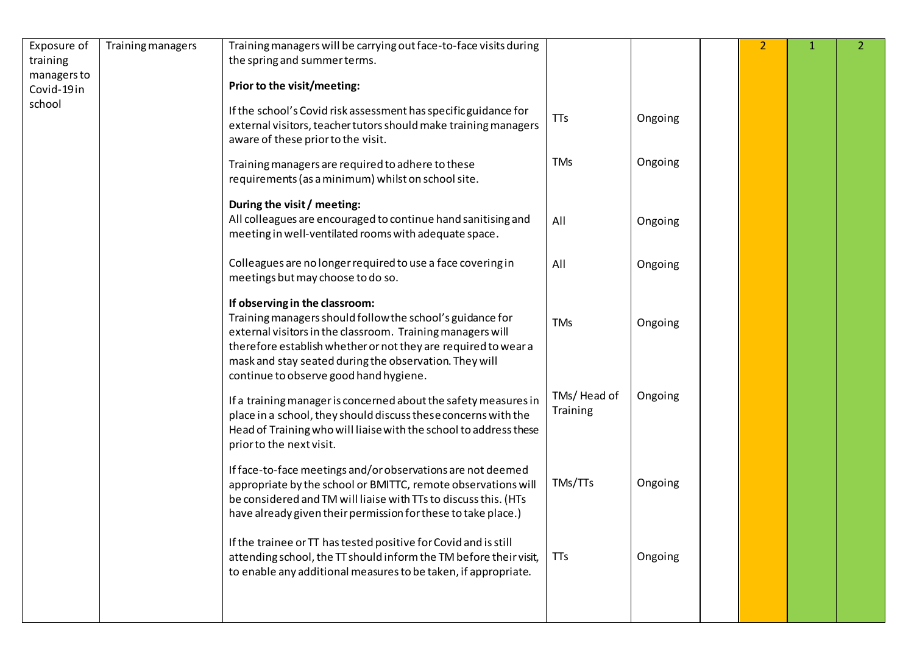| | | | | | | | | |
|---|---|---|---|---|---|---|---|---|
| Exposure of training managers to Covid-19 in school | Training managers | Training managers will be carrying out face-to-face visits during the spring and summer terms.<br><br>**Prior to the visit/meeting:**<br><br>If the school's Covid risk assessment has specific guidance for external visitors, teacher tutors should make training managers aware of these prior to the visit.<br><br>Training managers are required to adhere to these requirements (as a minimum) whilst on school site.<br><br>**During the visit / meeting:**<br>All colleagues are encouraged to continue hand sanitising and meeting in well-ventilated rooms with adequate space.<br><br>Colleagues are no longer required to use a face covering in meetings but may choose to do so.<br><br>**If observing in the classroom:**<br>Training managers should follow the school's guidance for external visitors in the classroom. Training managers will therefore establish whether or not they are required to wear a mask and stay seated during the observation. They will continue to observe good hand hygiene.<br><br>If a training manager is concerned about the safety measures in place in a school, they should discuss these concerns with the Head of Training who will liaise with the school to address these prior to the next visit.<br><br>If face-to-face meetings and/or observations are not deemed appropriate by the school or BMITTC, remote observations will be considered and TM will liaise with TTs to discuss this. (HTs have already given their permission for these to take place.)<br><br>If the trainee or TT has tested positive for Covid and is still attending school, the TT should inform the TM before their visit, to enable any additional measures to be taken, if appropriate. | TTs<br><br>TMs<br><br>All<br><br>All<br><br>TMs<br><br>TMs/ Head of Training<br><br>TMs/TTs<br><br>TTs | Ongoing<br><br>Ongoing<br><br>Ongoing<br><br>Ongoing<br><br>Ongoing<br><br>Ongoing<br><br>Ongoing<br><br>Ongoing | | 2 | 1 | 2 |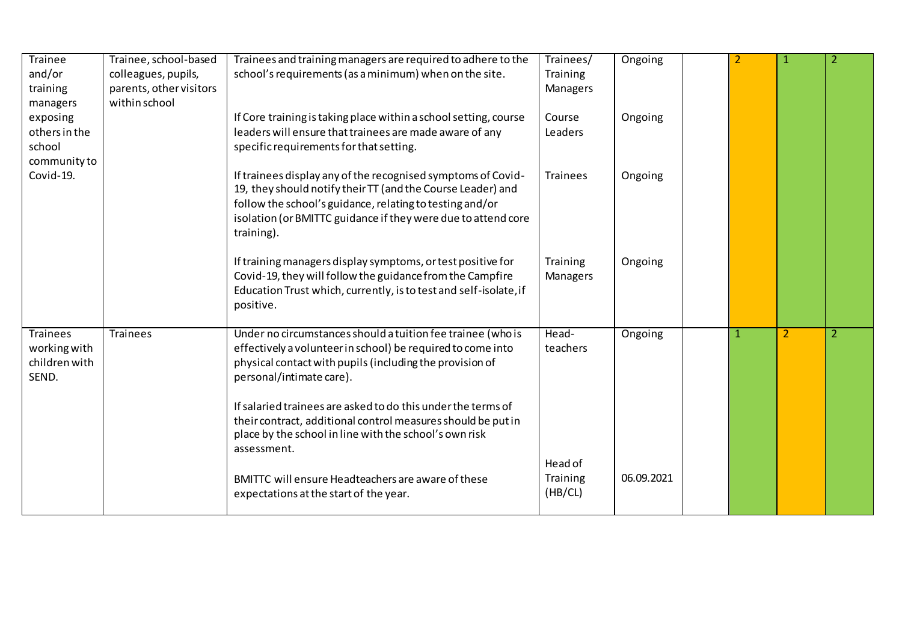| | | | | | | | | |
|---|---|---|---|---|---|---|---|---|
| Trainee and/or training managers exposing others in the school community to Covid-19. | Trainee, school-based colleagues, pupils, parents, other visitors within school | Trainees and training managers are required to adhere to the school's requirements (as a minimum) when on the site.<br><br>If Core training is taking place within a school setting, course leaders will ensure that trainees are made aware of any specific requirements for that setting.<br><br>If trainees display any of the recognised symptoms of Covid-19, they should notify their TT (and the Course Leader) and follow the school's guidance, relating to testing and/or isolation (or BMITTC guidance if they were due to attend core training).<br><br>If training managers display symptoms, or test positive for Covid-19, they will follow the guidance from the Campfire Education Trust which, currently, is to test and self-isolate, if positive. | Trainees/ Training Managers<br><br>Course Leaders<br><br>Trainees<br><br>Training Managers | Ongoing<br><br>Ongoing<br><br>Ongoing<br><br>Ongoing | | 2 | 1 | 2 |
| Trainees working with children with SEND. | Trainees | Under no circumstances should a tuition fee trainee (who is effectively a volunteer in school) be required to come into physical contact with pupils (including the provision of personal/intimate care).<br><br>If salaried trainees are asked to do this under the terms of their contract, additional control measures should be put in place by the school in line with the school's own risk assessment.<br><br>BMITTC will ensure Headteachers are aware of these expectations at the start of the year. | Head-teachers<br><br>Head of Training (HB/CL) | Ongoing<br><br>06.09.2021 | | 1 | 2 | 2 |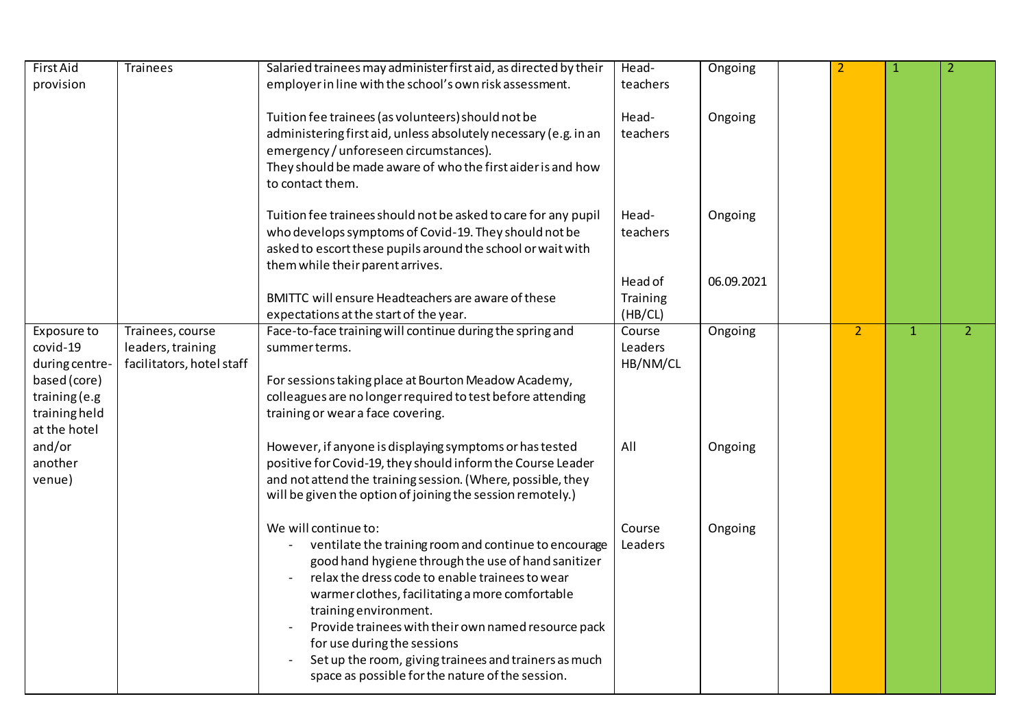| | | | | | | | | |
|---|---|---|---|---|---|---|---|---|
| First Aid provision | Trainees | Salaried trainees may administer first aid, as directed by their employer in line with the school's own risk assessment.<br><br>Tuition fee trainees (as volunteers) should not be administering first aid, unless absolutely necessary (e.g. in an emergency / unforeseen circumstances).<br>They should be made aware of who the first aider is and how to contact them.<br><br>Tuition fee trainees should not be asked to care for any pupil who develops symptoms of Covid-19. They should not be asked to escort these pupils around the school or wait with them while their parent arrives.<br><br>BMITTC will ensure Headteachers are aware of these expectations at the start of the year. | Head-teachers<br><br>Head-teachers<br><br>Head-teachers<br><br>Head of Training (HB/CL) | Ongoing<br><br>Ongoing<br><br>Ongoing<br><br>06.09.2021 | | 2 | 1 | 2 |
| Exposure to covid-19 during centre-based (core) training (e.g training held at the hotel and/or another venue) | Trainees, course leaders, training facilitators, hotel staff | Face-to-face training will continue during the spring and summer terms.<br><br>For sessions taking place at Bourton Meadow Academy, colleagues are no longer required to test before attending training or wear a face covering.<br><br>However, if anyone is displaying symptoms or has tested positive for Covid-19, they should inform the Course Leader and not attend the training session. (Where, possible, they will be given the option of joining the session remotely.)<br><br>We will continue to:<br>- ventilate the training room and continue to encourage good hand hygiene through the use of hand sanitizer<br>- relax the dress code to enable trainees to wear warmer clothes, facilitating a more comfortable training environment.<br>- Provide trainees with their own named resource pack for use during the sessions<br>- Set up the room, giving trainees and trainers as much space as possible for the nature of the session. | Course Leaders HB/NM/CL<br><br>All<br><br>Course Leaders | Ongoing<br><br>Ongoing<br><br>Ongoing | | 2 | 1 | 2 |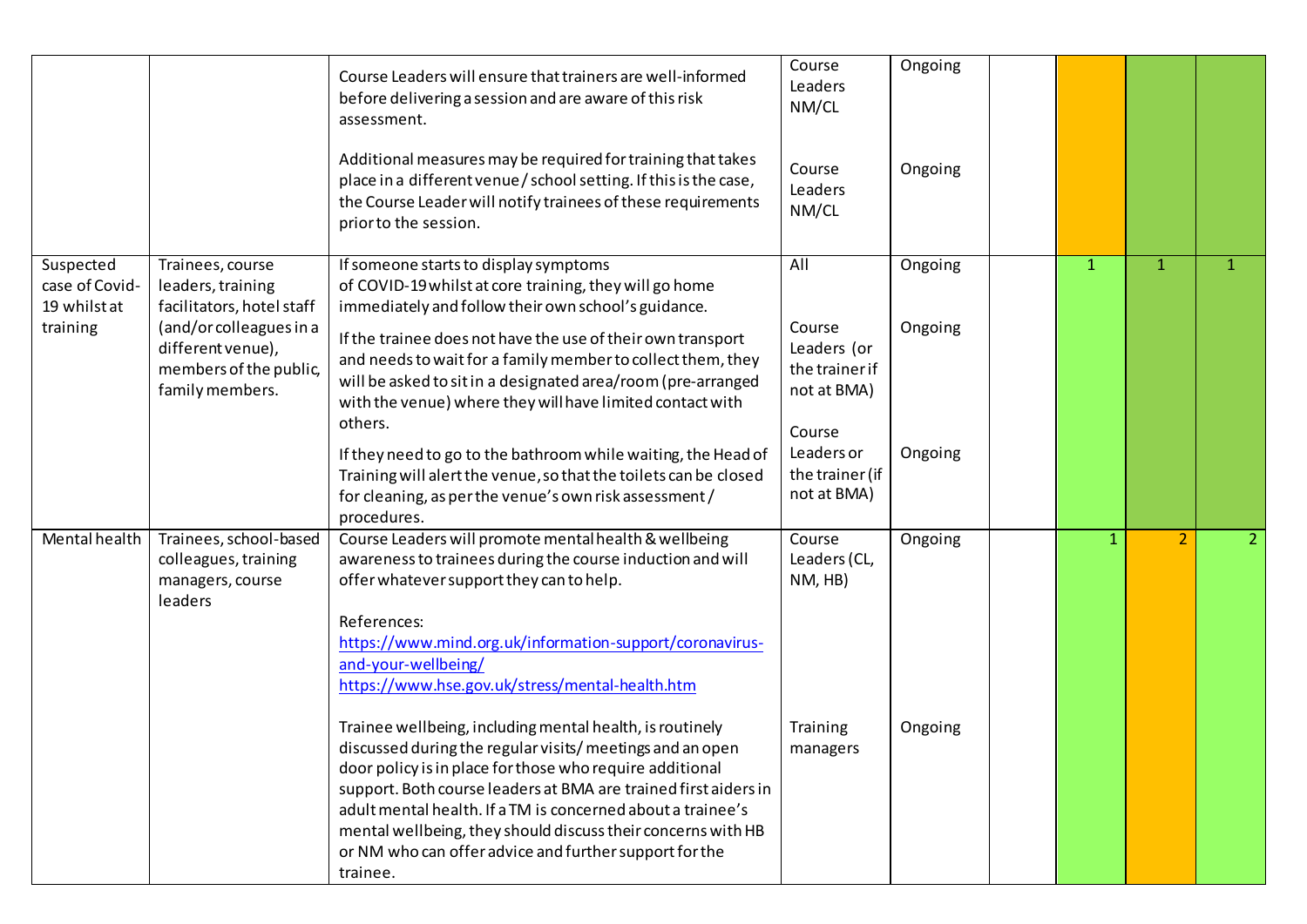| | | | | | | | | |
|---|---|---|---|---|---|---|---|---|
| | | Course Leaders will ensure that trainers are well-informed before delivering a session and are aware of this risk assessment.<br><br>Additional measures may be required for training that takes place in a different venue / school setting. If this is the case, the Course Leader will notify trainees of these requirements prior to the session. | Course Leaders NM/CL<br><br>Course Leaders NM/CL | Ongoing<br><br>Ongoing | | | | |
| Suspected case of Covid-19 whilst at training | Trainees, course leaders, training facilitators, hotel staff (and/or colleagues in a different venue), members of the public, family members. | If someone starts to display symptoms of COVID-19 whilst at core training, they will go home immediately and follow their own school's guidance.<br><br>If the trainee does not have the use of their own transport and needs to wait for a family member to collect them, they will be asked to sit in a designated area/room (pre-arranged with the venue) where they will have limited contact with others.<br><br>If they need to go to the bathroom while waiting, the Head of Training will alert the venue, so that the toilets can be closed for cleaning, as per the venue's own risk assessment / procedures. | All<br><br>Course Leaders (or the trainer if not at BMA)<br><br>Course Leaders or the trainer (if not at BMA) | Ongoing<br><br>Ongoing<br><br>Ongoing | | 1 | 1 | 1 |
| Mental health | Trainees, school-based colleagues, training managers, course leaders | Course Leaders will promote mental health & wellbeing awareness to trainees during the course induction and will offer whatever support they can to help.<br><br>References:<br>https://www.mind.org.uk/information-support/coronavirus-and-your-wellbeing/<br>https://www.hse.gov.uk/stress/mental-health.htm<br><br>Trainee wellbeing, including mental health, is routinely discussed during the regular visits/ meetings and an open door policy is in place for those who require additional support. Both course leaders at BMA are trained first aiders in adult mental health. If a TM is concerned about a trainee's mental wellbeing, they should discuss their concerns with HB or NM who can offer advice and further support for the trainee. | Course Leaders (CL, NM, HB)<br><br>Training managers | Ongoing<br><br>Ongoing | | 1 | 2 | 2 |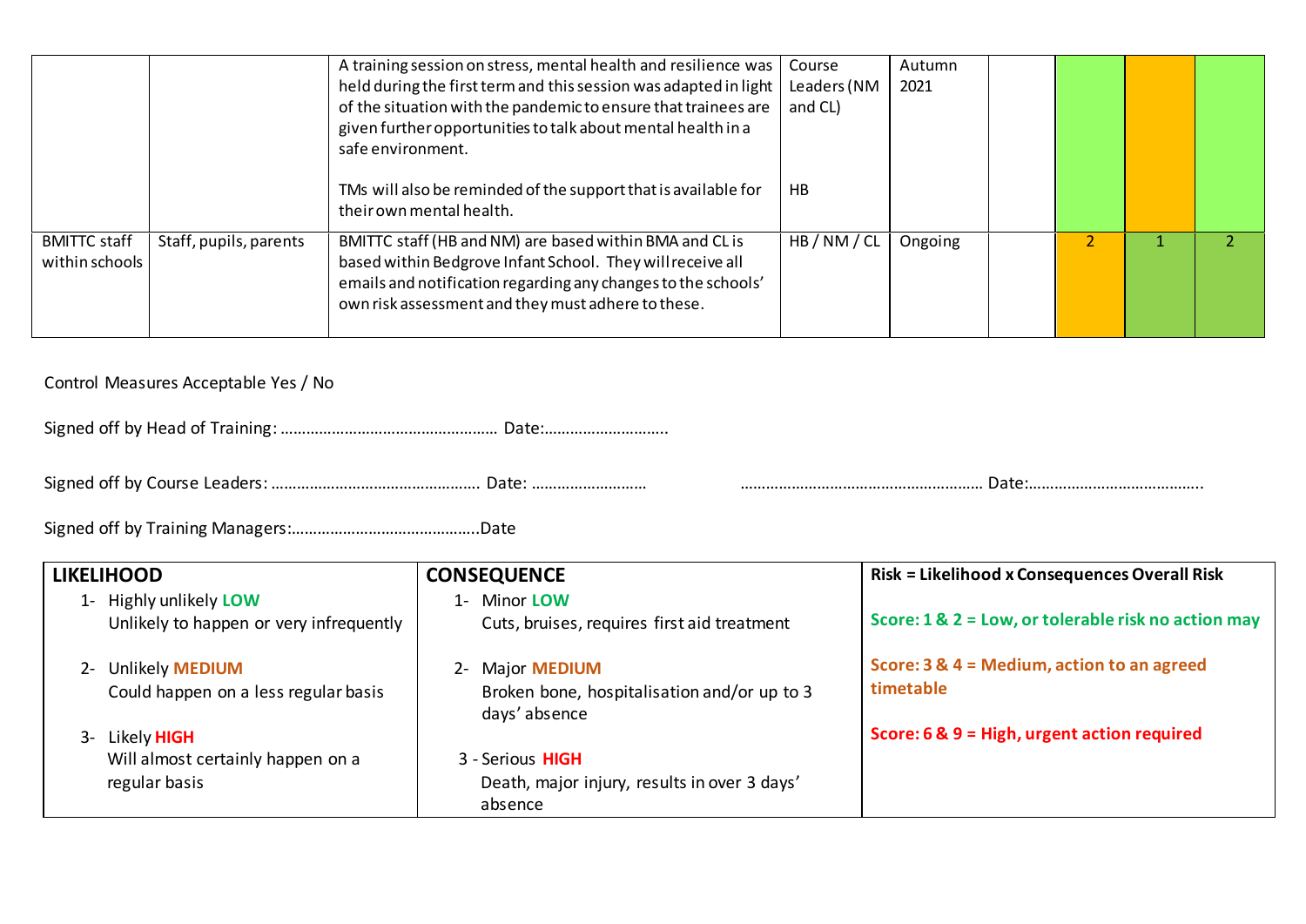| | | | | | | | | |
|---|---|---|---|---|---|---|---|---|
| | | A training session on stress, mental health and resilience was held during the first term and this session was adapted in light of the situation with the pandemic to ensure that trainees are given further opportunities to talk about mental health in a safe environment.<br><br>TMs will also be reminded of the support that is available for their own mental health. | Course Leaders (NM and CL)<br><br>HB | Autumn 2021 | | | | |
| BMITTC staff within schools | Staff, pupils, parents | BMITTC staff (HB and NM) are based within BMA and CL is based within Bedgrove Infant School. They will receive all emails and notification regarding any changes to the schools' own risk assessment and they must adhere to these. | HB / NM / CL | Ongoing | | 2 | 1 | 2 |

Control Measures Acceptable Yes / No

Signed off by Head of Training: …………………………………………… Date:……………………….

Signed off by Course Leaders: ………………………………………… Date: ……………………… ………………………………………………… Date:………………………………….

Signed off by Training Managers:……………………………………..Date

| LIKELIHOOD | CONSEQUENCE | Risk = Likelihood x Consequences Overall Risk |
|---|---|---|
| 1- Highly unlikely **LOW**<br>Unlikely to happen or very infrequently<br><br>2- Unlikely **MEDIUM**<br>Could happen on a less regular basis<br><br>3- Likely **HIGH**<br>Will almost certainly happen on a regular basis | 1- Minor **LOW**<br>Cuts, bruises, requires first aid treatment<br><br>2- Major **MEDIUM**<br>Broken bone, hospitalisation and/or up to 3 days' absence<br><br>3 - Serious **HIGH**<br>Death, major injury, results in over 3 days' absence | **Score: 1 & 2 = Low, or tolerable risk no action may**<br><br>**Score: 3 & 4 = Medium, action to an agreed timetable**<br><br>**Score: 6 & 9 = High, urgent action required** |